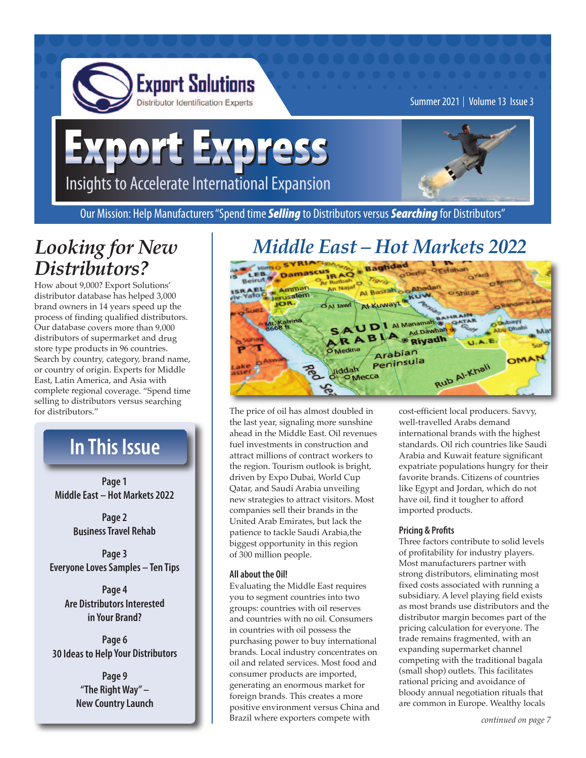# Export Solutions

Distributor Identification Experts

Summer 2021 | Volume 13 Issue 3

# Export Express

Insights to Accelerate International Expansion

Our Mission: Help Manufacturers "Spend time ***Selling*** to Distributors versus ***Searching*** for Distributors"

## *Looking for New Distributors?*

How about 9,000? Export Solutions' distributor database has helped 3,000 brand owners in 14 years speed up the process of finding qualified distributors. Our database covers more than 9,000 distributors of supermarket and drug store type products in 96 countries. Search by country, category, brand name, or country of origin. Experts for Middle East, Latin America, and Asia with complete regional coverage. "Spend time selling to distributors versus searching for distributors."

## In This Issue

**Page 1**
**Middle East – Hot Markets 2022**

**Page 2**
**Business Travel Rehab**

**Page 3**
**Everyone Loves Samples – Ten Tips**

**Page 4**
**Are Distributors Interested in Your Brand?**

**Page 6**
**30 Ideas to Help Your Distributors**

**Page 9**
**"The Right Way" – New Country Launch**

## *Middle East – Hot Markets 2022*

The price of oil has almost doubled in the last year, signaling more sunshine ahead in the Middle East. Oil revenues fuel investments in construction and attract millions of contract workers to the region. Tourism outlook is bright, driven by Expo Dubai, World Cup Qatar, and Saudi Arabia unveiling new strategies to attract visitors. Most companies sell their brands in the United Arab Emirates, but lack the patience to tackle Saudi Arabia,the biggest opportunity in this region of 300 million people.

### All about the Oil!

Evaluating the Middle East requires you to segment countries into two groups: countries with oil reserves and countries with no oil. Consumers in countries with oil possess the purchasing power to buy international brands. Local industry concentrates on oil and related services. Most food and consumer products are imported, generating an enormous market for foreign brands. This creates a more positive environment versus China and Brazil where exporters compete with cost-efficient local producers. Savvy, well-travelled Arabs demand international brands with the highest standards. Oil rich countries like Saudi Arabia and Kuwait feature significant expatriate populations hungry for their favorite brands. Citizens of countries like Egypt and Jordan, which do not have oil, find it tougher to afford imported products.

### Pricing & Profits

Three factors contribute to solid levels of profitability for industry players. Most manufacturers partner with strong distributors, eliminating most fixed costs associated with running a subsidiary. A level playing field exists as most brands use distributors and the distributor margin becomes part of the pricing calculation for everyone. The trade remains fragmented, with an expanding supermarket channel competing with the traditional bagala (small shop) outlets. This facilitates rational pricing and avoidance of bloody annual negotiation rituals that are common in Europe. Wealthy locals

*continued on page 7*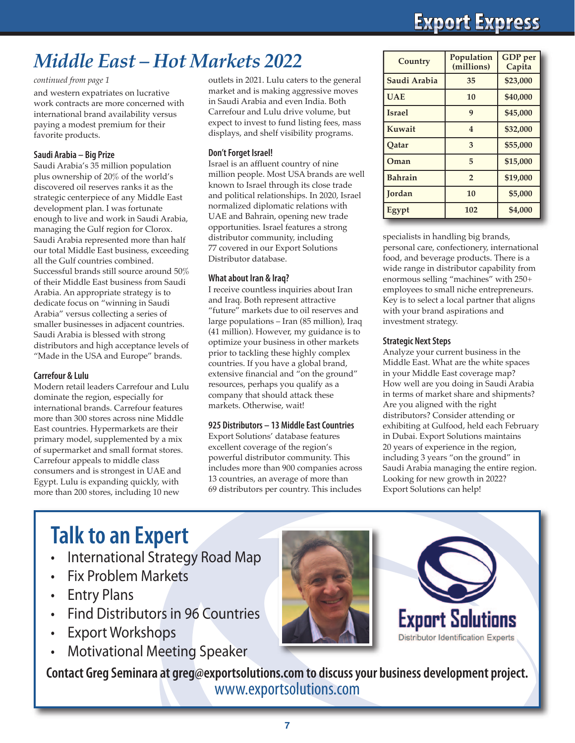# Middle East – Hot Markets 2022

*continued from page 1*

and western expatriates on lucrative work contracts are more concerned with international brand availability versus paying a modest premium for their favorite products.

### Saudi Arabia – Big Prize

Saudi Arabia's 35 million population plus ownership of 20% of the world's discovered oil reserves ranks it as the strategic centerpiece of any Middle East development plan. I was fortunate enough to live and work in Saudi Arabia, managing the Gulf region for Clorox. Saudi Arabia represented more than half our total Middle East business, exceeding all the Gulf countries combined. Successful brands still source around 50% of their Middle East business from Saudi Arabia. An appropriate strategy is to dedicate focus on "winning in Saudi Arabia" versus collecting a series of smaller businesses in adjacent countries. Saudi Arabia is blessed with strong distributors and high acceptance levels of "Made in the USA and Europe" brands.

### Carrefour & Lulu

Modern retail leaders Carrefour and Lulu dominate the region, especially for international brands. Carrefour features more than 300 stores across nine Middle East countries. Hypermarkets are their primary model, supplemented by a mix of supermarket and small format stores. Carrefour appeals to middle class consumers and is strongest in UAE and Egypt. Lulu is expanding quickly, with more than 200 stores, including 10 new outlets in 2021. Lulu caters to the general market and is making aggressive moves in Saudi Arabia and even India. Both Carrefour and Lulu drive volume, but expect to invest to fund listing fees, mass displays, and shelf visibility programs.

### Don't Forget Israel!

Israel is an affluent country of nine million people. Most USA brands are well known to Israel through its close trade and political relationships. In 2020, Israel normalized diplomatic relations with UAE and Bahrain, opening new trade opportunities. Israel features a strong distributor community, including 77 covered in our Export Solutions Distributor database.

### What about Iran & Iraq?

I receive countless inquiries about Iran and Iraq. Both represent attractive "future" markets due to oil reserves and large populations – Iran (85 million), Iraq (41 million). However, my guidance is to optimize your business in other markets prior to tackling these highly complex countries. If you have a global brand, extensive financial and "on the ground" resources, perhaps you qualify as a company that should attack these markets. Otherwise, wait!

### 925 Distributors – 13 Middle East Countries

Export Solutions' database features excellent coverage of the region's powerful distributor community. This includes more than 900 companies across 13 countries, an average of more than 69 distributors per country. This includes specialists in handling big brands, personal care, confectionery, international food, and beverage products. There is a wide range in distributor capability from enormous selling "machines" with 250+ employees to small niche entrepreneurs. Key is to select a local partner that aligns with your brand aspirations and investment strategy.

| Country | Population (millions) | GDP per Capita |
|---|---|---|
| Saudi Arabia | 35 | $23,000 |
| UAE | 10 | $40,000 |
| Israel | 9 | $45,000 |
| Kuwait | 4 | $32,000 |
| Qatar | 3 | $55,000 |
| Oman | 5 | $15,000 |
| Bahrain | 2 | $19,000 |
| Jordan | 10 | $5,000 |
| Egypt | 102 | $4,000 |

### Strategic Next Steps

Analyze your current business in the Middle East. What are the white spaces in your Middle East coverage map? How well are you doing in Saudi Arabia in terms of market share and shipments? Are you aligned with the right distributors? Consider attending or exhibiting at Gulfood, held each February in Dubai. Export Solutions maintains 20 years of experience in the region, including 3 years "on the ground" in Saudi Arabia managing the entire region. Looking for new growth in 2022? Export Solutions can help!

## Talk to an Expert

- International Strategy Road Map
- Fix Problem Markets
- Entry Plans
- Find Distributors in 96 Countries
- Export Workshops
- Motivational Meeting Speaker

Export Solutions
Distributor Identification Experts

**Contact Greg Seminara at greg@exportsolutions.com to discuss your business development project.**

www.exportsolutions.com